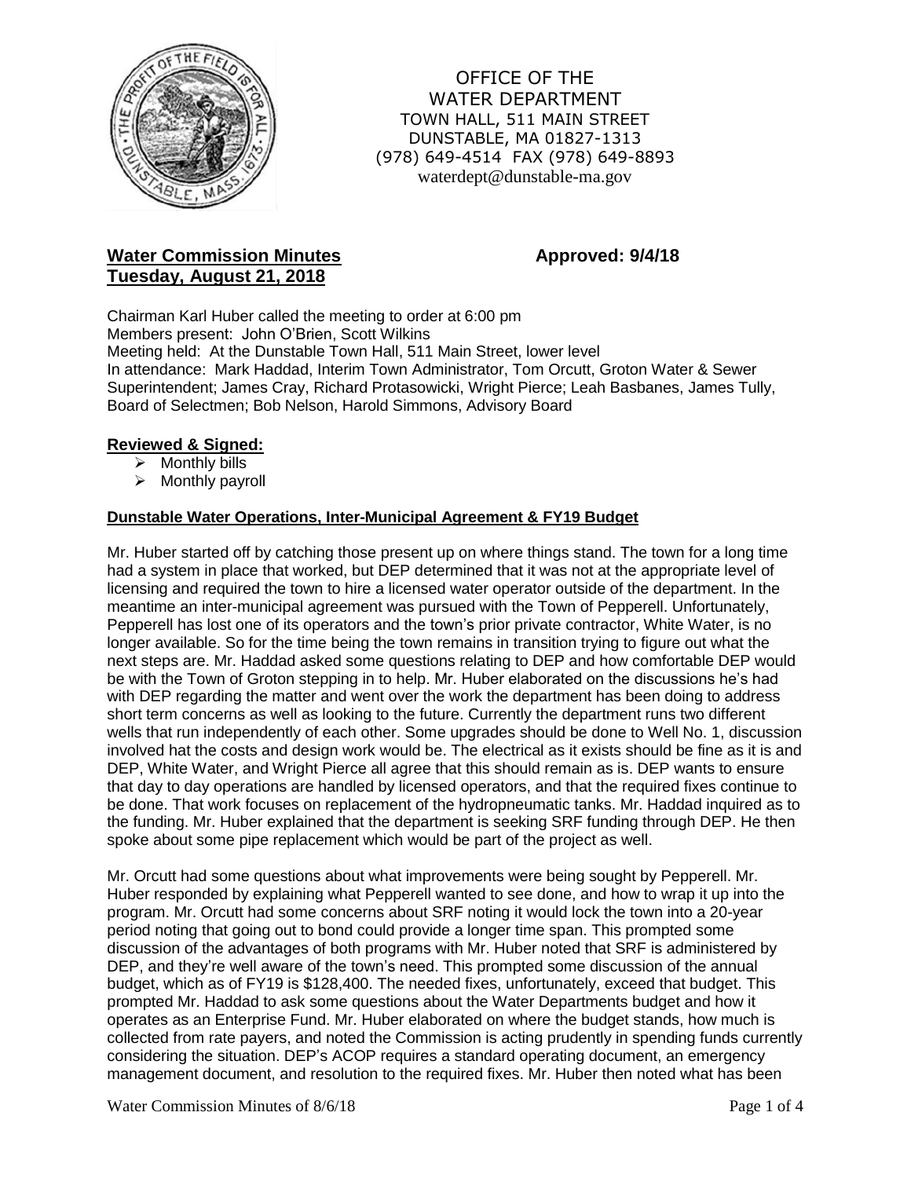OFFICE OF THE
WATER DEPARTMENT
TOWN HALL, 511 MAIN STREET
DUNSTABLE, MA 01827-1313
(978) 649-4514 FAX (978) 649-8893
waterdept@dunstable-ma.gov

## Water Commission Minutes — Approved: 9/4/18
## Tuesday, August 21, 2018

Chairman Karl Huber called the meeting to order at 6:00 pm
Members present: John O'Brien, Scott Wilkins
Meeting held: At the Dunstable Town Hall, 511 Main Street, lower level
In attendance: Mark Haddad, Interim Town Administrator, Tom Orcutt, Groton Water & Sewer Superintendent; James Cray, Richard Protasowicki, Wright Pierce; Leah Basbanes, James Tully, Board of Selectmen; Bob Nelson, Harold Simmons, Advisory Board

### Reviewed & Signed:

- Monthly bills
- Monthly payroll

### Dunstable Water Operations, Inter-Municipal Agreement & FY19 Budget

Mr. Huber started off by catching those present up on where things stand. The town for a long time had a system in place that worked, but DEP determined that it was not at the appropriate level of licensing and required the town to hire a licensed water operator outside of the department. In the meantime an inter-municipal agreement was pursued with the Town of Pepperell. Unfortunately, Pepperell has lost one of its operators and the town's prior private contractor, White Water, is no longer available. So for the time being the town remains in transition trying to figure out what the next steps are. Mr. Haddad asked some questions relating to DEP and how comfortable DEP would be with the Town of Groton stepping in to help. Mr. Huber elaborated on the discussions he's had with DEP regarding the matter and went over the work the department has been doing to address short term concerns as well as looking to the future. Currently the department runs two different wells that run independently of each other. Some upgrades should be done to Well No. 1, discussion involved hat the costs and design work would be. The electrical as it exists should be fine as it is and DEP, White Water, and Wright Pierce all agree that this should remain as is. DEP wants to ensure that day to day operations are handled by licensed operators, and that the required fixes continue to be done. That work focuses on replacement of the hydropneumatic tanks. Mr. Haddad inquired as to the funding. Mr. Huber explained that the department is seeking SRF funding through DEP. He then spoke about some pipe replacement which would be part of the project as well.

Mr. Orcutt had some questions about what improvements were being sought by Pepperell. Mr. Huber responded by explaining what Pepperell wanted to see done, and how to wrap it up into the program. Mr. Orcutt had some concerns about SRF noting it would lock the town into a 20-year period noting that going out to bond could provide a longer time span. This prompted some discussion of the advantages of both programs with Mr. Huber noted that SRF is administered by DEP, and they're well aware of the town's need. This prompted some discussion of the annual budget, which as of FY19 is $128,400. The needed fixes, unfortunately, exceed that budget. This prompted Mr. Haddad to ask some questions about the Water Departments budget and how it operates as an Enterprise Fund. Mr. Huber elaborated on where the budget stands, how much is collected from rate payers, and noted the Commission is acting prudently in spending funds currently considering the situation. DEP's ACOP requires a standard operating document, an emergency management document, and resolution to the required fixes. Mr. Huber then noted what has been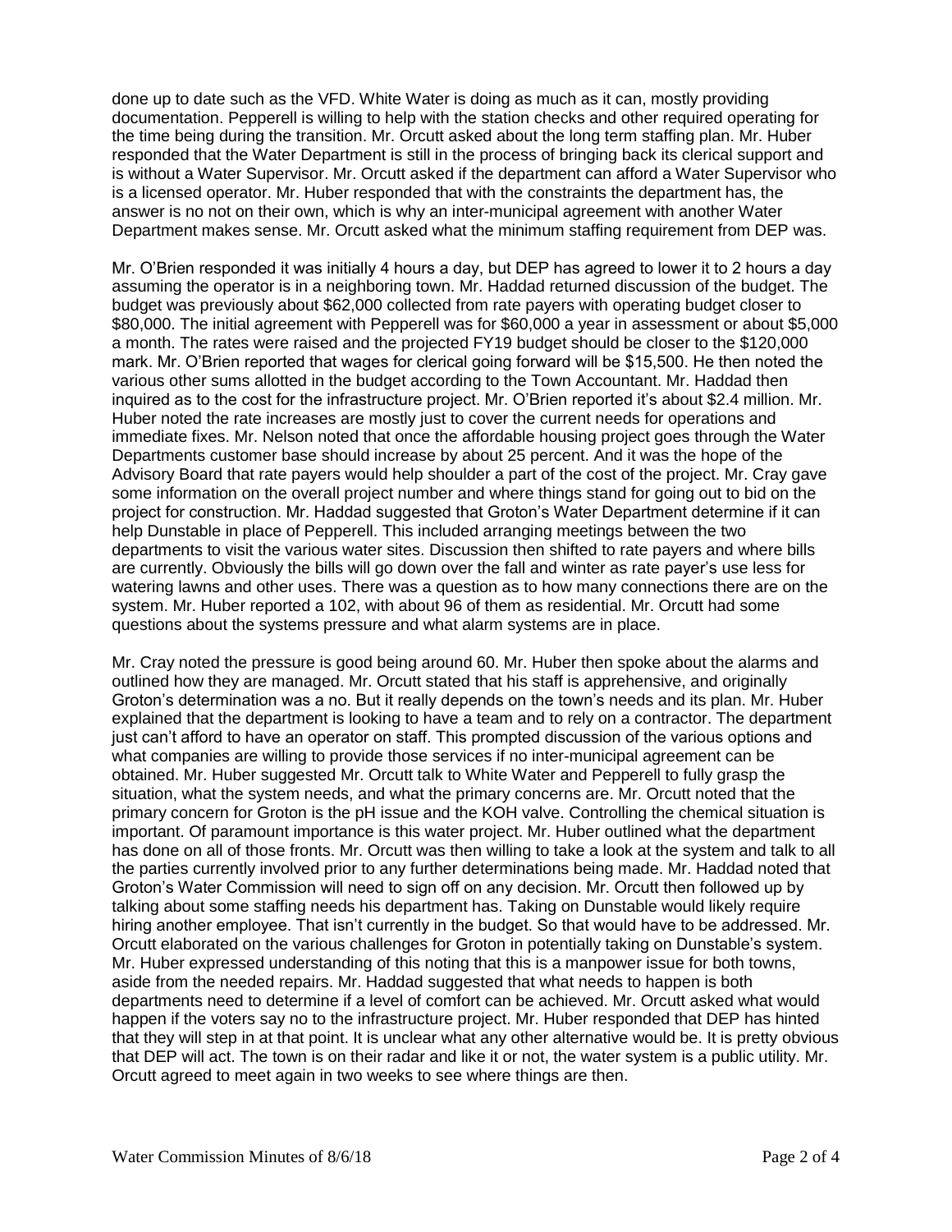done up to date such as the VFD. White Water is doing as much as it can, mostly providing documentation. Pepperell is willing to help with the station checks and other required operating for the time being during the transition. Mr. Orcutt asked about the long term staffing plan. Mr. Huber responded that the Water Department is still in the process of bringing back its clerical support and is without a Water Supervisor. Mr. Orcutt asked if the department can afford a Water Supervisor who is a licensed operator. Mr. Huber responded that with the constraints the department has, the answer is no not on their own, which is why an inter-municipal agreement with another Water Department makes sense. Mr. Orcutt asked what the minimum staffing requirement from DEP was.

Mr. O'Brien responded it was initially 4 hours a day, but DEP has agreed to lower it to 2 hours a day assuming the operator is in a neighboring town. Mr. Haddad returned discussion of the budget. The budget was previously about $62,000 collected from rate payers with operating budget closer to $80,000. The initial agreement with Pepperell was for $60,000 a year in assessment or about $5,000 a month. The rates were raised and the projected FY19 budget should be closer to the $120,000 mark. Mr. O'Brien reported that wages for clerical going forward will be $15,500. He then noted the various other sums allotted in the budget according to the Town Accountant. Mr. Haddad then inquired as to the cost for the infrastructure project. Mr. O'Brien reported it's about $2.4 million. Mr. Huber noted the rate increases are mostly just to cover the current needs for operations and immediate fixes. Mr. Nelson noted that once the affordable housing project goes through the Water Departments customer base should increase by about 25 percent. And it was the hope of the Advisory Board that rate payers would help shoulder a part of the cost of the project. Mr. Cray gave some information on the overall project number and where things stand for going out to bid on the project for construction. Mr. Haddad suggested that Groton's Water Department determine if it can help Dunstable in place of Pepperell. This included arranging meetings between the two departments to visit the various water sites. Discussion then shifted to rate payers and where bills are currently. Obviously the bills will go down over the fall and winter as rate payer's use less for watering lawns and other uses. There was a question as to how many connections there are on the system. Mr. Huber reported a 102, with about 96 of them as residential. Mr. Orcutt had some questions about the systems pressure and what alarm systems are in place.

Mr. Cray noted the pressure is good being around 60. Mr. Huber then spoke about the alarms and outlined how they are managed. Mr. Orcutt stated that his staff is apprehensive, and originally Groton's determination was a no. But it really depends on the town's needs and its plan. Mr. Huber explained that the department is looking to have a team and to rely on a contractor. The department just can't afford to have an operator on staff. This prompted discussion of the various options and what companies are willing to provide those services if no inter-municipal agreement can be obtained. Mr. Huber suggested Mr. Orcutt talk to White Water and Pepperell to fully grasp the situation, what the system needs, and what the primary concerns are. Mr. Orcutt noted that the primary concern for Groton is the pH issue and the KOH valve. Controlling the chemical situation is important. Of paramount importance is this water project. Mr. Huber outlined what the department has done on all of those fronts. Mr. Orcutt was then willing to take a look at the system and talk to all the parties currently involved prior to any further determinations being made. Mr. Haddad noted that Groton's Water Commission will need to sign off on any decision. Mr. Orcutt then followed up by talking about some staffing needs his department has. Taking on Dunstable would likely require hiring another employee. That isn't currently in the budget. So that would have to be addressed. Mr. Orcutt elaborated on the various challenges for Groton in potentially taking on Dunstable's system. Mr. Huber expressed understanding of this noting that this is a manpower issue for both towns, aside from the needed repairs. Mr. Haddad suggested that what needs to happen is both departments need to determine if a level of comfort can be achieved. Mr. Orcutt asked what would happen if the voters say no to the infrastructure project. Mr. Huber responded that DEP has hinted that they will step in at that point. It is unclear what any other alternative would be. It is pretty obvious that DEP will act. The town is on their radar and like it or not, the water system is a public utility. Mr. Orcutt agreed to meet again in two weeks to see where things are then.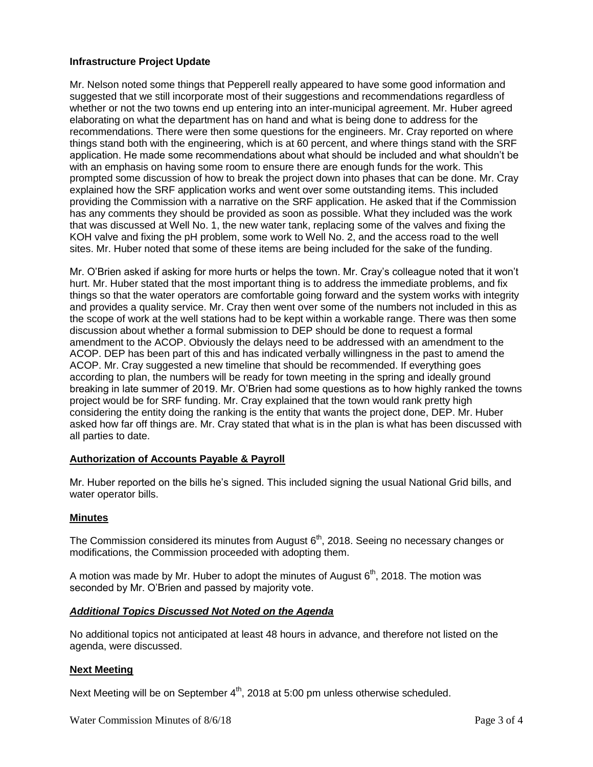**Infrastructure Project Update**

Mr. Nelson noted some things that Pepperell really appeared to have some good information and suggested that we still incorporate most of their suggestions and recommendations regardless of whether or not the two towns end up entering into an inter-municipal agreement. Mr. Huber agreed elaborating on what the department has on hand and what is being done to address for the recommendations. There were then some questions for the engineers. Mr. Cray reported on where things stand both with the engineering, which is at 60 percent, and where things stand with the SRF application. He made some recommendations about what should be included and what shouldn't be with an emphasis on having some room to ensure there are enough funds for the work. This prompted some discussion of how to break the project down into phases that can be done. Mr. Cray explained how the SRF application works and went over some outstanding items. This included providing the Commission with a narrative on the SRF application. He asked that if the Commission has any comments they should be provided as soon as possible. What they included was the work that was discussed at Well No. 1, the new water tank, replacing some of the valves and fixing the KOH valve and fixing the pH problem, some work to Well No. 2, and the access road to the well sites. Mr. Huber noted that some of these items are being included for the sake of the funding.

Mr. O'Brien asked if asking for more hurts or helps the town. Mr. Cray's colleague noted that it won't hurt. Mr. Huber stated that the most important thing is to address the immediate problems, and fix things so that the water operators are comfortable going forward and the system works with integrity and provides a quality service. Mr. Cray then went over some of the numbers not included in this as the scope of work at the well stations had to be kept within a workable range. There was then some discussion about whether a formal submission to DEP should be done to request a formal amendment to the ACOP. Obviously the delays need to be addressed with an amendment to the ACOP. DEP has been part of this and has indicated verbally willingness in the past to amend the ACOP. Mr. Cray suggested a new timeline that should be recommended. If everything goes according to plan, the numbers will be ready for town meeting in the spring and ideally ground breaking in late summer of 2019. Mr. O'Brien had some questions as to how highly ranked the towns project would be for SRF funding. Mr. Cray explained that the town would rank pretty high considering the entity doing the ranking is the entity that wants the project done, DEP. Mr. Huber asked how far off things are. Mr. Cray stated that what is in the plan is what has been discussed with all parties to date.

**Authorization of Accounts Payable & Payroll**

Mr. Huber reported on the bills he's signed. This included signing the usual National Grid bills, and water operator bills.

**Minutes**

The Commission considered its minutes from August 6th, 2018. Seeing no necessary changes or modifications, the Commission proceeded with adopting them.

A motion was made by Mr. Huber to adopt the minutes of August 6th, 2018. The motion was seconded by Mr. O'Brien and passed by majority vote.

***Additional Topics Discussed Not Noted on the Agenda***

No additional topics not anticipated at least 48 hours in advance, and therefore not listed on the agenda, were discussed.

**Next Meeting**

Next Meeting will be on September 4th, 2018 at 5:00 pm unless otherwise scheduled.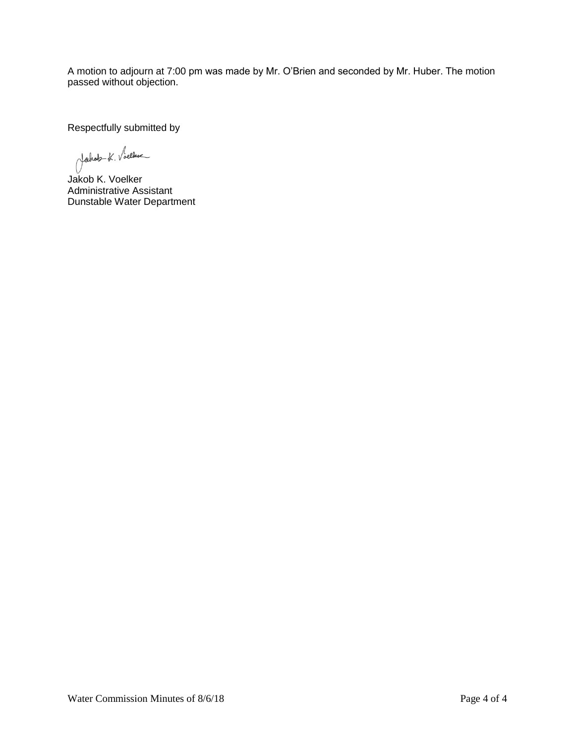A motion to adjourn at 7:00 pm was made by Mr. O'Brien and seconded by Mr. Huber. The motion passed without objection.

Respectfully submitted by

Jakob K. Voelker
Administrative Assistant
Dunstable Water Department